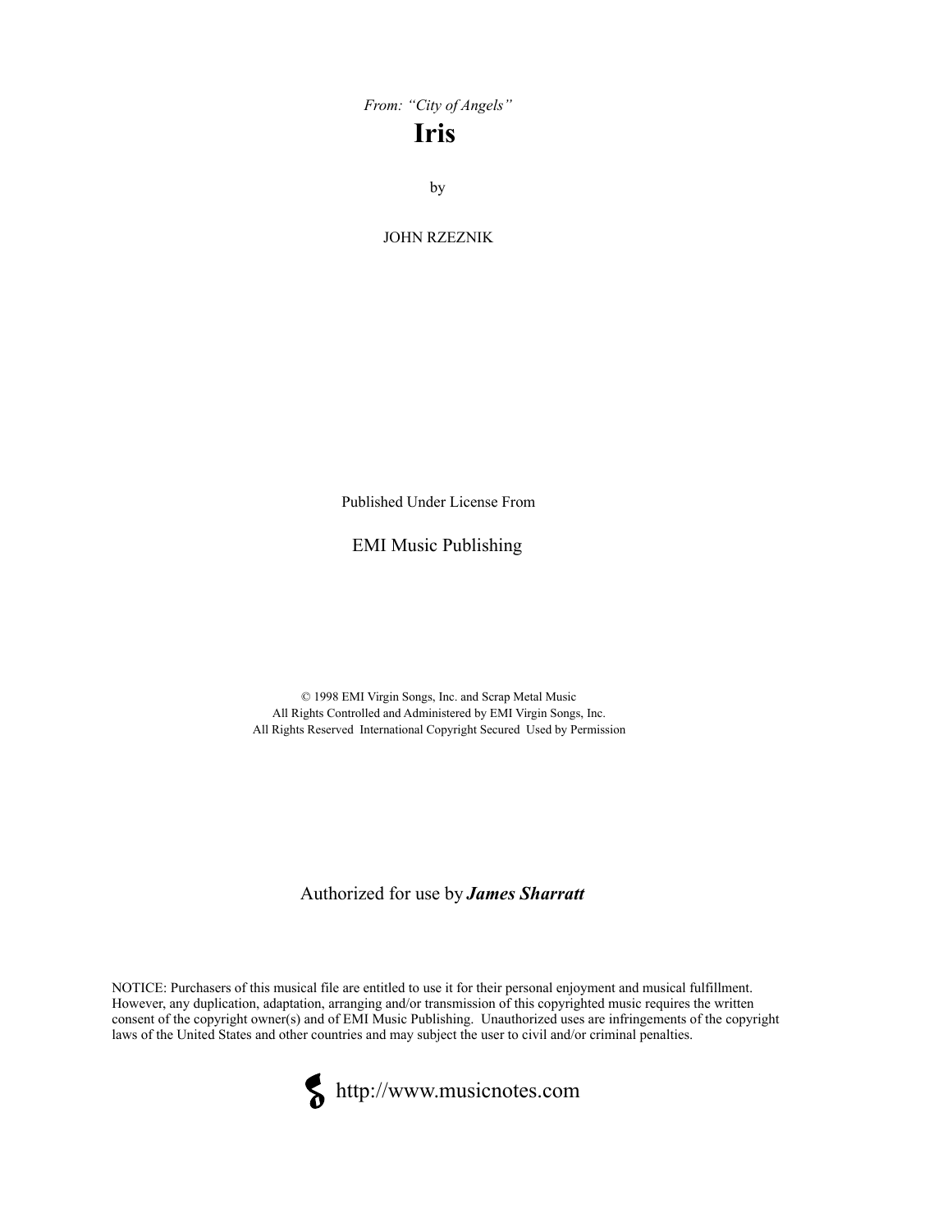*From: "City of Angels"*

# Iris

by

JOHN RZEZNIK

Published Under License From

EMI Music Publishing

© 1998 EMI Virgin Songs, Inc. and Scrap Metal Music
All Rights Controlled and Administered by EMI Virgin Songs, Inc.
All Rights Reserved International Copyright Secured Used by Permission

Authorized for use by ***James Sharratt***

NOTICE: Purchasers of this musical file are entitled to use it for their personal enjoyment and musical fulfillment. However, any duplication, adaptation, arranging and/or transmission of this copyrighted music requires the written consent of the copyright owner(s) and of EMI Music Publishing. Unauthorized uses are infringements of the copyright laws of the United States and other countries and may subject the user to civil and/or criminal penalties.

http://www.musicnotes.com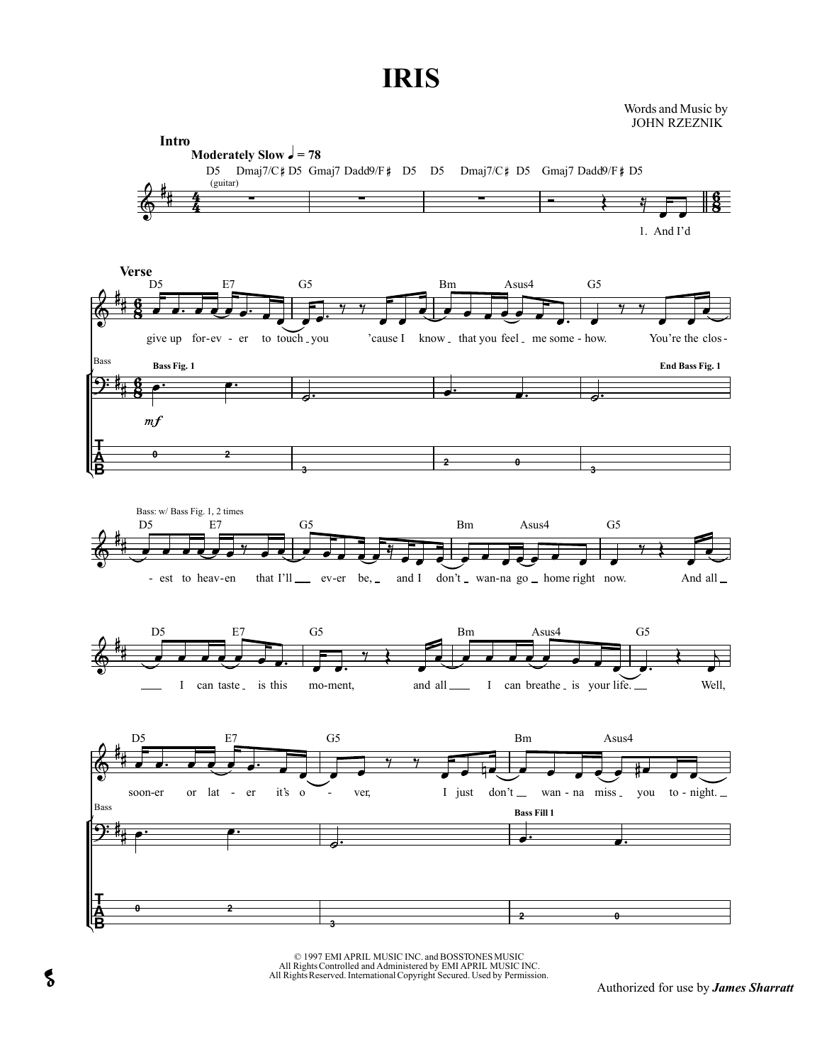# IRIS

Words and Music by
JOHN RZEZNIK

© 1997 EMI APRIL MUSIC INC. and BOSSTONES MUSIC
All Rights Controlled and Administered by EMI APRIL MUSIC INC.
All Rights Reserved. International Copyright Secured. Used by Permission.

Authorized for use by *James Sharratt*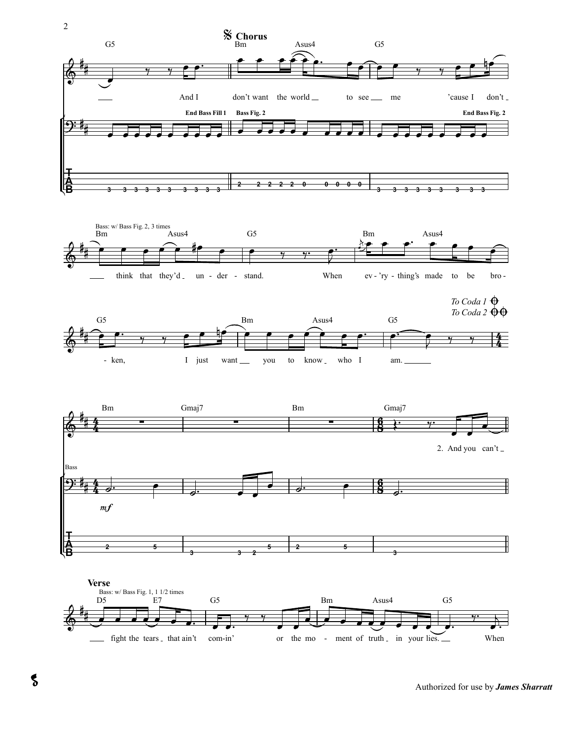## Chorus

G5 — Bm — Asus4 — G5

And I don't want the world to see me 'cause I don't

End Bass Fill 1 — Bass Fig. 2 — End Bass Fig. 2

Bass: w/ Bass Fig. 2, 3 times

Bm — Asus4 — G5 — Bm — Asus4

think that they'd un - der - stand. When ev - 'ry - thing's made to be bro -

G5 — Bm — Asus4 — G5

- ken, I just want you to know who I am.

*To Coda 1*
*To Coda 2*

Bm — Gmaj7 — Bm — Gmaj7

2. And you can't

Bass

*mf*

## Verse

Bass: w/ Bass Fig. 1, 1 1/2 times

D5 — E7 — G5 — Bm — Asus4 — G5

fight the tears that ain't com-in' or the mo - ment of truth in your lies. When

Authorized for use by ***James Sharratt***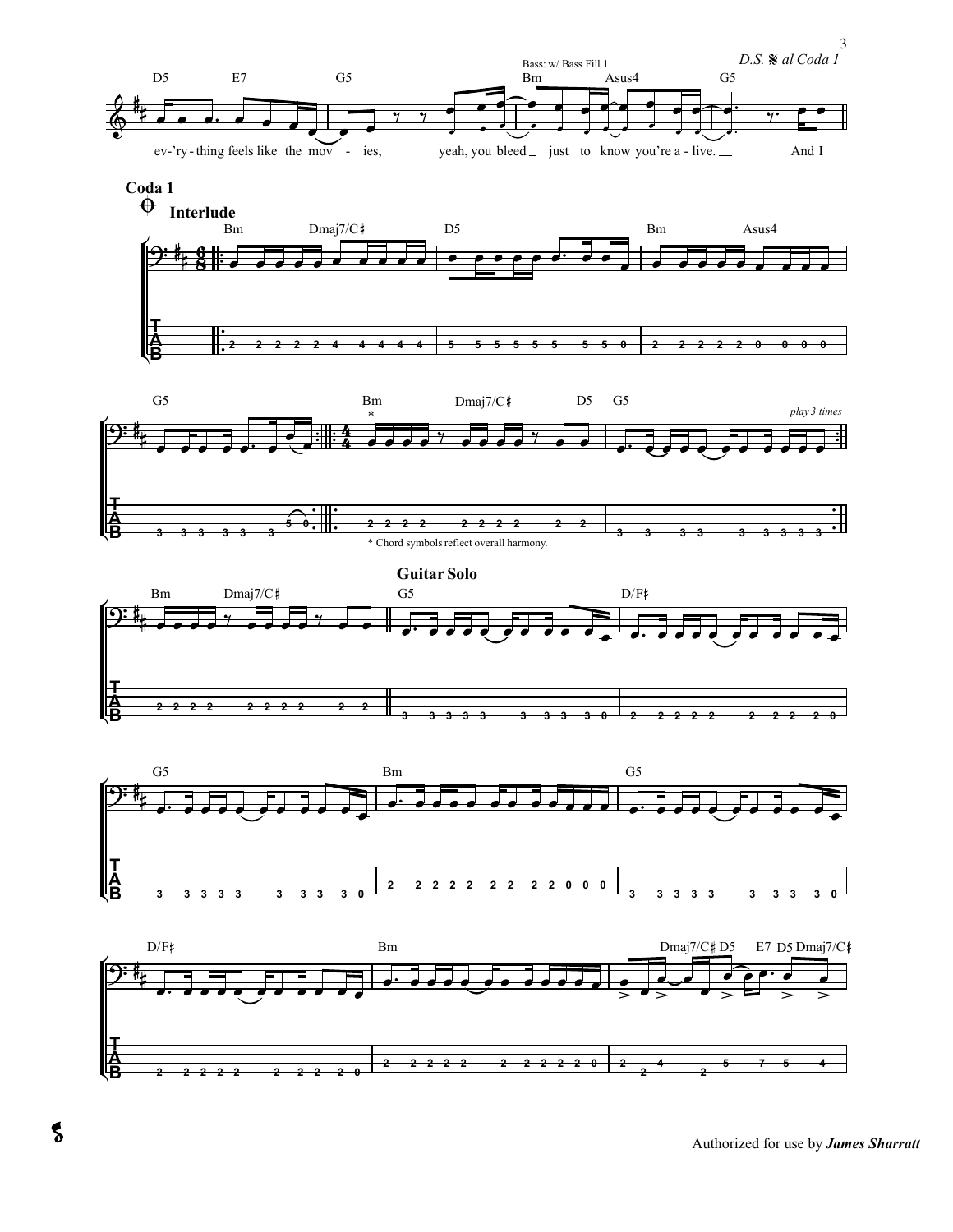*D.S. 𝄋 al Coda 1*

D5 E7 G5 Bm Asus4 G5

Bass: w/ Bass Fill 1

ev-'ry-thing feels like the mov - ies, yeah, you bleed just to know you're a - live. And I

**Coda 1**

**Interlude**

Bm Dmaj7/C♯ D5 Bm Asus4

G5 Bm* Dmaj7/C♯ D5 G5

*play 3 times*

\* Chord symbols reflect overall harmony.

**Guitar Solo**

Bm Dmaj7/C♯ G5 D/F♯

G5 Bm G5

D/F♯ Bm Dmaj7/C♯ D5 E7 D5 Dmaj7/C♯

Authorized for use by ***James Sharratt***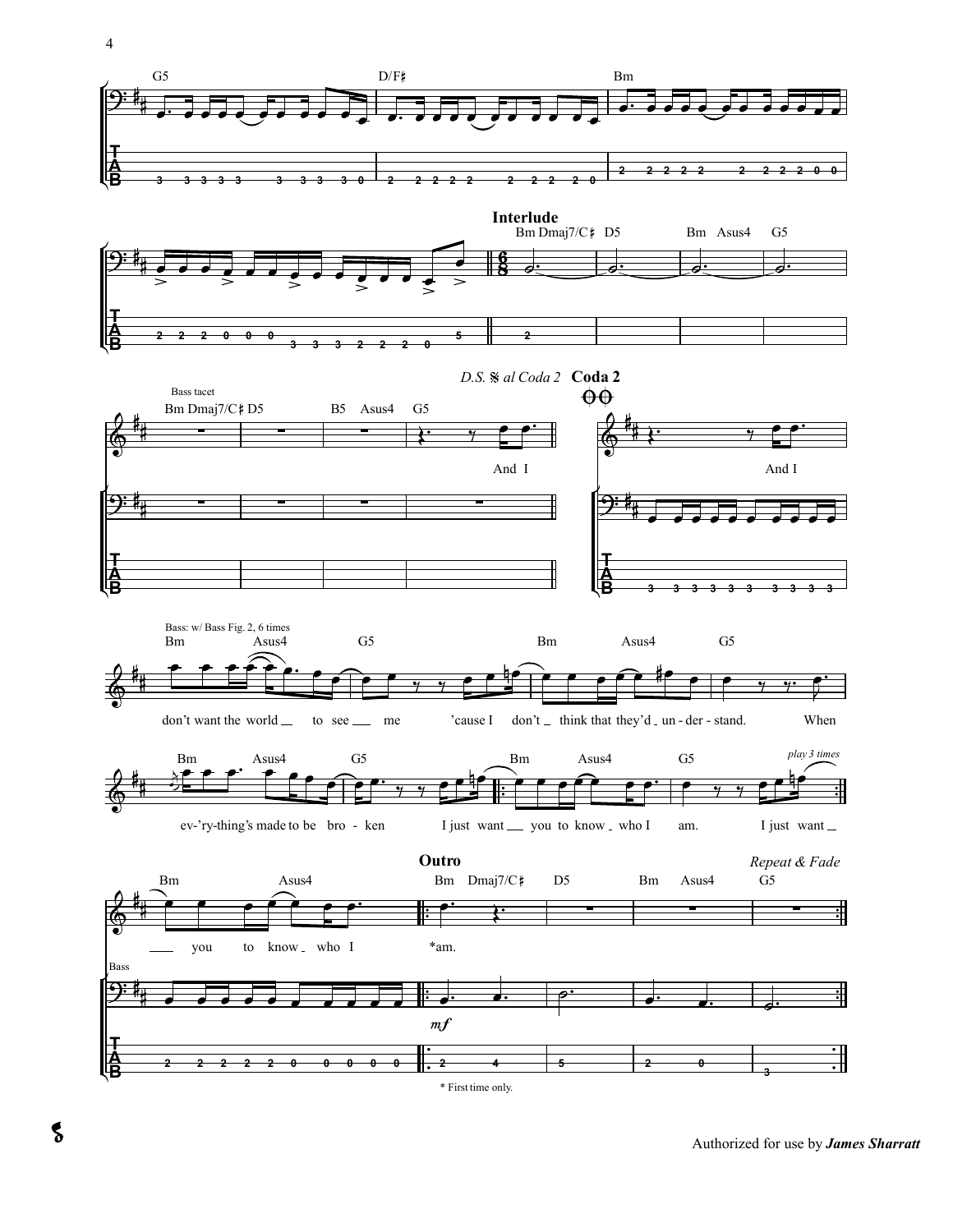G5 D/F♯ Bm

**Interlude**

Bm Dmaj7/C♯ D5 Bm Asus4 G5

Bass tacet

Bm Dmaj7/C♯ D5 B5 Asus4 G5

*D.S. 𝄋 al Coda 2*

**Coda 2**

And I

And I

Bass: w/ Bass Fig. 2, 6 times

Bm Asus4 G5 Bm Asus4 G5

don't want the world to see me 'cause I don't think that they'd un - der - stand. When

Bm Asus4 G5 Bm Asus4 G5

*play 3 times*

ev-'ry-thing's made to be bro - ken I just want you to know who I am. I just want

Bm Asus4

**Outro**

Bm Dmaj7/C♯ D5 Bm Asus4 G5

*Repeat & Fade*

you to know who I *am.

Bass

*mf*

\* First time only.

Authorized for use by ***James Sharratt***